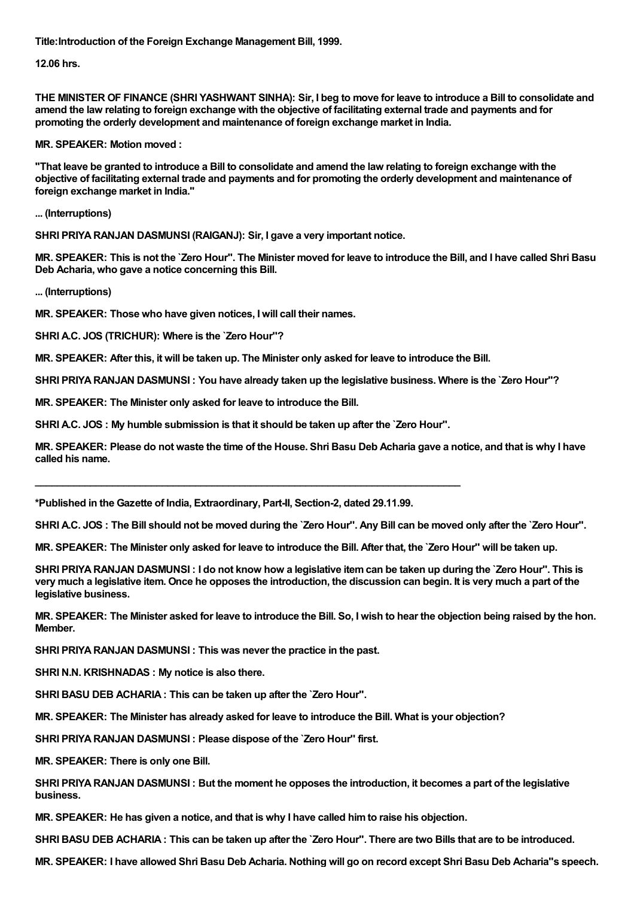**Title:Introduction of the Foreign Exchange Management Bill, 1999.**

**12.06 hrs.**

**THE MINISTER OF FINANCE (SHRI YASHWANT SINHA): Sir, I beg to move for leave to introduce a Bill to consolidate and amend the law relating to foreign exchange with the objective of facilitating external trade and payments and for promoting the orderly development and maintenance of foreign exchange market in India.**

**MR. SPEAKER: Motion moved :**

**"That leave be granted to introduce a Bill to consolidate and amend the law relating to foreign exchange with the objective of facilitating external trade and payments and for promoting the orderly development and maintenance of foreign exchange market in India."**

**... (Interruptions)**

**SHRI PRIYA RANJAN DASMUNSI (RAIGANJ): Sir, I gave a very important notice.**

**MR. SPEAKER: This is not the `Zero Hour''. The Minister moved for leave to introduce the Bill, and I have called Shri Basu Deb Acharia, who gave a notice concerning this Bill.**

**... (Interruptions)**

**MR. SPEAKER: Those who have given notices, I will call their names.**

**SHRI A.C. JOS (TRICHUR): Where is the `Zero Hour''?**

**MR. SPEAKER: After this, it will be taken up. The Minister only asked for leave to introduce the Bill.**

**SHRI PRIYA RANJAN DASMUNSI : You have already taken up the legislative business. Where is the `Zero Hour''?**

**MR. SPEAKER: The Minister only asked for leave to introduce the Bill.**

**SHRI A.C. JOS : My humble submission is that it should be taken up after the `Zero Hour''.**

**MR. SPEAKER: Please do not waste the time of the House. Shri Basu Deb Acharia gave a notice, and that is why I have called his name.**

---

**\*Published in the Gazette of India, Extraordinary, Part-II, Section-2, dated 29.11.99.**

**SHRI A.C. JOS : The Bill should not be moved during the `Zero Hour''. Any Bill can be moved only after the `Zero Hour''.**

**MR. SPEAKER: The Minister only asked for leave to introduce the Bill. After that, the `Zero Hour'' will be taken up.**

**SHRI PRIYA RANJAN DASMUNSI : I do not know how a legislative item can be taken up during the `Zero Hour''. This is very much a legislative item. Once he opposes the introduction, the discussion can begin. It is very much a part of the legislative business.**

**MR. SPEAKER: The Minister asked for leave to introduce the Bill. So, I wish to hear the objection being raised by the hon. Member.**

**SHRI PRIYA RANJAN DASMUNSI : This was never the practice in the past.**

**SHRI N.N. KRISHNADAS : My notice is also there.**

**SHRI BASU DEB ACHARIA : This can be taken up after the `Zero Hour''.**

**MR. SPEAKER: The Minister has already asked for leave to introduce the Bill. What is your objection?**

**SHRI PRIYA RANJAN DASMUNSI : Please dispose of the `Zero Hour'' first.**

**MR. SPEAKER: There is only one Bill.**

**SHRI PRIYA RANJAN DASMUNSI : But the moment he opposes the introduction, it becomes a part of the legislative business.**

**MR. SPEAKER: He has given a notice, and that is why I have called him to raise his objection.**

**SHRI BASU DEB ACHARIA : This can be taken up after the `Zero Hour''. There are two Bills that are to be introduced.**

**MR. SPEAKER: I have allowed Shri Basu Deb Acharia. Nothing will go on record except Shri Basu Deb Acharia''s speech.**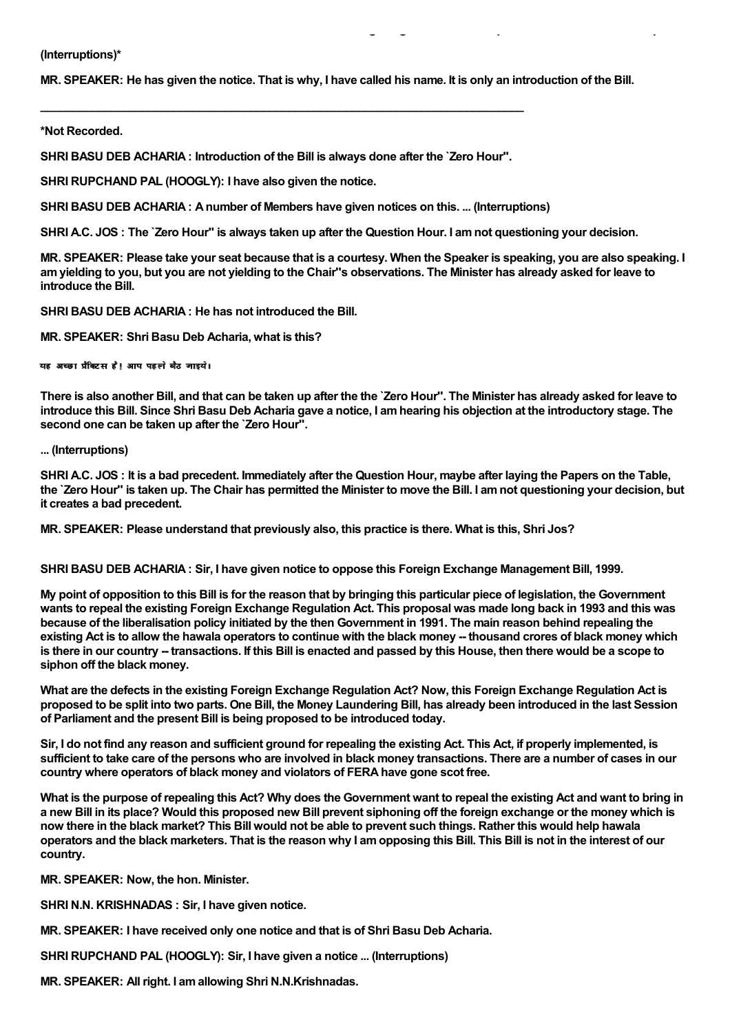**(Interruptions)***

**MR. SPEAKER: He has given the notice. That is why, I have called his name. It is only an introduction of the Bill.**

---

***Not Recorded.**

**SHRI BASU DEB ACHARIA : Introduction of the Bill is always done after the `Zero Hour''.**

**SHRI RUPCHAND PAL (HOOGLY): I have also given the notice.**

**SHRI BASU DEB ACHARIA : A number of Members have given notices on this. ... (Interruptions)**

**SHRI A.C. JOS : The `Zero Hour'' is always taken up after the Question Hour. I am not questioning your decision.**

**MR. SPEAKER: Please take your seat because that is a courtesy. When the Speaker is speaking, you are also speaking. I am yielding to you, but you are not yielding to the Chair''s observations. The Minister has already asked for leave to introduce the Bill.**

**SHRI BASU DEB ACHARIA : He has not introduced the Bill.**

**MR. SPEAKER: Shri Basu Deb Acharia, what is this?**

**यह अच्छा प्रैक्टिस है! आप पहले बैठ जाइये।**

**There is also another Bill, and that can be taken up after the the `Zero Hour''. The Minister has already asked for leave to introduce this Bill. Since Shri Basu Deb Acharia gave a notice, I am hearing his objection at the introductory stage. The second one can be taken up after the `Zero Hour''.**

**... (Interruptions)**

**SHRI A.C. JOS : It is a bad precedent. Immediately after the Question Hour, maybe after laying the Papers on the Table, the `Zero Hour'' is taken up. The Chair has permitted the Minister to move the Bill. I am not questioning your decision, but it creates a bad precedent.**

**MR. SPEAKER: Please understand that previously also, this practice is there. What is this, Shri Jos?**

**SHRI BASU DEB ACHARIA : Sir, I have given notice to oppose this Foreign Exchange Management Bill, 1999.**

**My point of opposition to this Bill is for the reason that by bringing this particular piece of legislation, the Government wants to repeal the existing Foreign Exchange Regulation Act. This proposal was made long back in 1993 and this was because of the liberalisation policy initiated by the then Government in 1991. The main reason behind repealing the existing Act is to allow the hawala operators to continue with the black money -- thousand crores of black money which is there in our country -- transactions. If this Bill is enacted and passed by this House, then there would be a scope to siphon off the black money.**

**What are the defects in the existing Foreign Exchange Regulation Act? Now, this Foreign Exchange Regulation Act is proposed to be split into two parts. One Bill, the Money Laundering Bill, has already been introduced in the last Session of Parliament and the present Bill is being proposed to be introduced today.**

**Sir, I do not find any reason and sufficient ground for repealing the existing Act. This Act, if properly implemented, is sufficient to take care of the persons who are involved in black money transactions. There are a number of cases in our country where operators of black money and violators of FERA have gone scot free.**

**What is the purpose of repealing this Act? Why does the Government want to repeal the existing Act and want to bring in a new Bill in its place? Would this proposed new Bill prevent siphoning off the foreign exchange or the money which is now there in the black market? This Bill would not be able to prevent such things. Rather this would help hawala operators and the black marketers. That is the reason why I am opposing this Bill. This Bill is not in the interest of our country.**

**MR. SPEAKER: Now, the hon. Minister.**

**SHRI N.N. KRISHNADAS : Sir, I have given notice.**

**MR. SPEAKER: I have received only one notice and that is of Shri Basu Deb Acharia.**

**SHRI RUPCHAND PAL (HOOGLY): Sir, I have given a notice ... (Interruptions)**

**MR. SPEAKER: All right. I am allowing Shri N.N.Krishnadas.**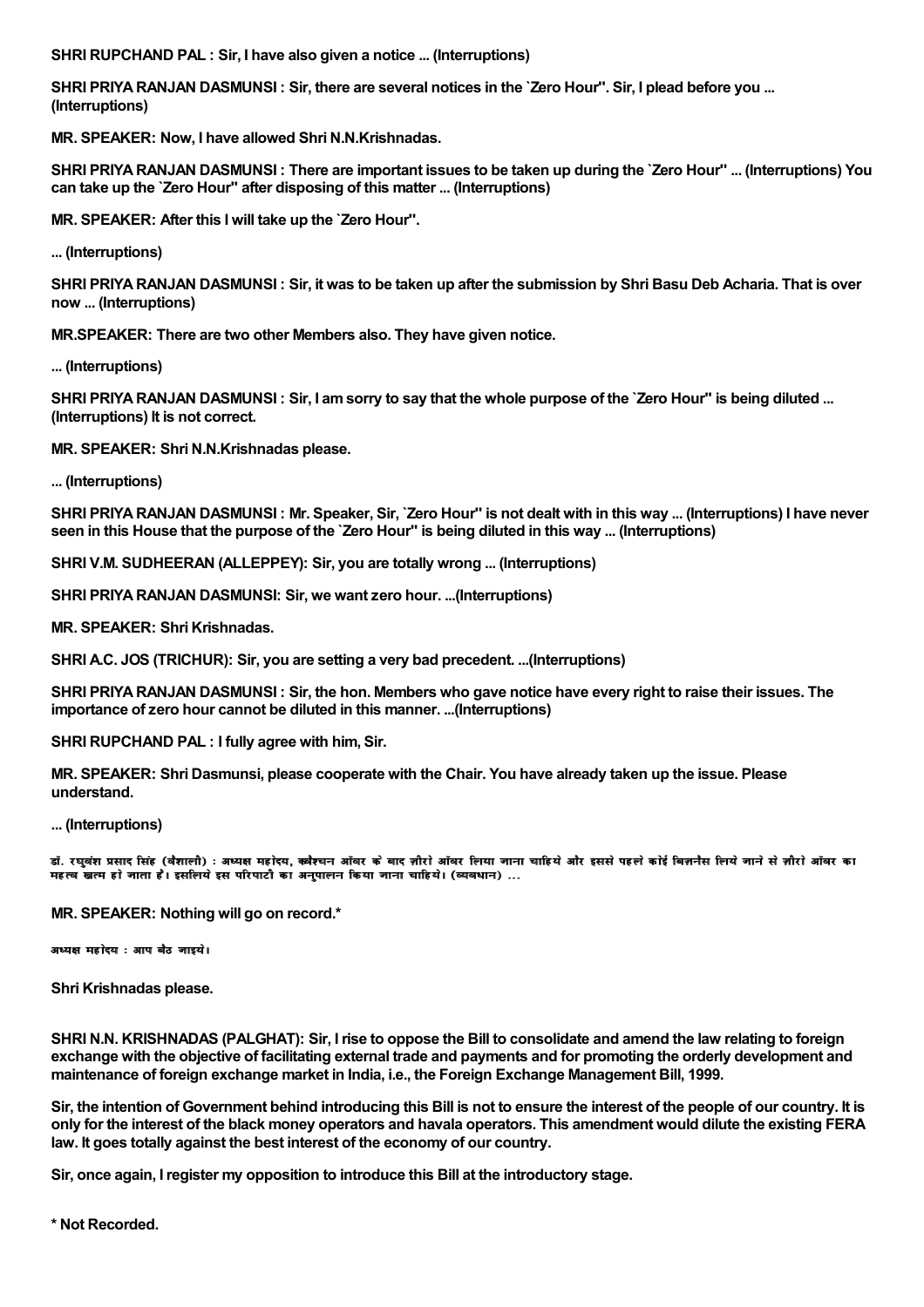**SHRI RUPCHAND PAL : Sir, I have also given a notice ... (Interruptions)**

**SHRI PRIYA RANJAN DASMUNSI : Sir, there are several notices in the `Zero Hour''. Sir, I plead before you ... (Interruptions)**

**MR. SPEAKER: Now, I have allowed Shri N.N.Krishnadas.**

**SHRI PRIYA RANJAN DASMUNSI : There are important issues to be taken up during the `Zero Hour'' ... (Interruptions) You can take up the `Zero Hour'' after disposing of this matter ... (Interruptions)**

**MR. SPEAKER: After this I will take up the `Zero Hour''.**

**... (Interruptions)**

**SHRI PRIYA RANJAN DASMUNSI : Sir, it was to be taken up after the submission by Shri Basu Deb Acharia. That is over now ... (Interruptions)**

**MR.SPEAKER: There are two other Members also. They have given notice.**

**... (Interruptions)**

**SHRI PRIYA RANJAN DASMUNSI : Sir, I am sorry to say that the whole purpose of the `Zero Hour'' is being diluted ... (Interruptions) It is not correct.**

**MR. SPEAKER: Shri N.N.Krishnadas please.**

**... (Interruptions)**

**SHRI PRIYA RANJAN DASMUNSI : Mr. Speaker, Sir, `Zero Hour'' is not dealt with in this way ... (Interruptions) I have never seen in this House that the purpose of the `Zero Hour'' is being diluted in this way ... (Interruptions)**

**SHRI V.M. SUDHEERAN (ALLEPPEY): Sir, you are totally wrong ... (Interruptions)**

**SHRI PRIYA RANJAN DASMUNSI: Sir, we want zero hour. ...(Interruptions)**

**MR. SPEAKER: Shri Krishnadas.**

**SHRI A.C. JOS (TRICHUR): Sir, you are setting a very bad precedent. ...(Interruptions)**

**SHRI PRIYA RANJAN DASMUNSI : Sir, the hon. Members who gave notice have every right to raise their issues. The importance of zero hour cannot be diluted in this manner. ...(Interruptions)**

**SHRI RUPCHAND PAL : I fully agree with him, Sir.**

**MR. SPEAKER: Shri Dasmunsi, please cooperate with the Chair. You have already taken up the issue. Please understand.**

**... (Interruptions)**

डॉ. रघुवंश प्रसाद सिंह (वैशाली) : अध्यक्ष महोदय, क्वेश्चन ऑवर के बाद ज़ीरो ऑवर लिया जाना चाहिये और इससे पहले कोई बिज़नैस लिये जाने से ज़ीरो ऑवर का महत्व खत्म हो जाता है। इसलिये इस परिपाटी का अनुपालन किया जाना चाहिये। (व्यवधान) ...

**MR. SPEAKER: Nothing will go on record.***

अध्यक्ष महोदय : आप बैठ जाइये।

**Shri Krishnadas please.**

**SHRI N.N. KRISHNADAS (PALGHAT): Sir, I rise to oppose the Bill to consolidate and amend the law relating to foreign exchange with the objective of facilitating external trade and payments and for promoting the orderly development and maintenance of foreign exchange market in India, i.e., the Foreign Exchange Management Bill, 1999.**

**Sir, the intention of Government behind introducing this Bill is not to ensure the interest of the people of our country. It is only for the interest of the black money operators and havala operators. This amendment would dilute the existing FERA law. It goes totally against the best interest of the economy of our country.**

**Sir, once again, I register my opposition to introduce this Bill at the introductory stage.**

**\* Not Recorded.**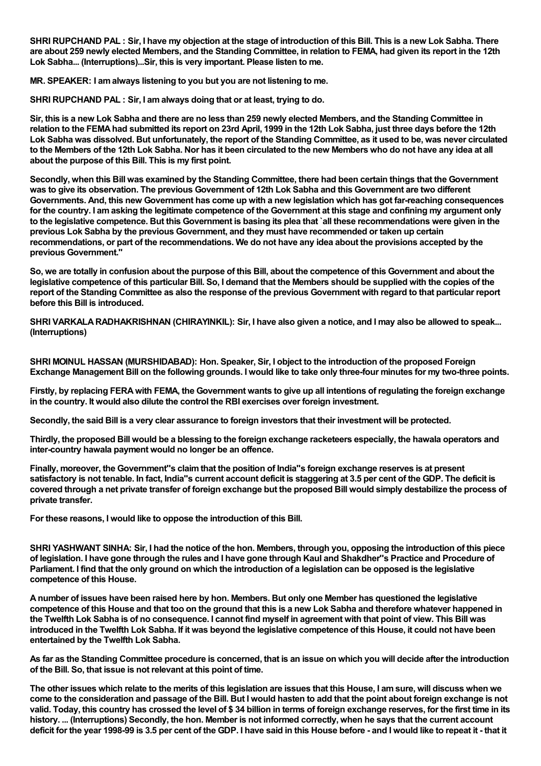**SHRI RUPCHAND PAL : Sir, I have my objection at the stage of introduction of this Bill. This is a new Lok Sabha. There are about 259 newly elected Members, and the Standing Committee, in relation to FEMA, had given its report in the 12th Lok Sabha... (Interruptions)...Sir, this is very important. Please listen to me.**

**MR. SPEAKER: I am always listening to you but you are not listening to me.**

**SHRI RUPCHAND PAL : Sir, I am always doing that or at least, trying to do.**

**Sir, this is a new Lok Sabha and there are no less than 259 newly elected Members, and the Standing Committee in relation to the FEMA had submitted its report on 23rd April, 1999 in the 12th Lok Sabha, just three days before the 12th Lok Sabha was dissolved. But unfortunately, the report of the Standing Committee, as it used to be, was never circulated to the Members of the 12th Lok Sabha. Nor has it been circulated to the new Members who do not have any idea at all about the purpose of this Bill. This is my first point.**

**Secondly, when this Bill was examined by the Standing Committee, there had been certain things that the Government was to give its observation. The previous Government of 12th Lok Sabha and this Government are two different Governments. And, this new Government has come up with a new legislation which has got far-reaching consequences for the country. I am asking the legitimate competence of the Government at this stage and confining my argument only to the legislative competence. But this Government is basing its plea that `all these recommendations were given in the previous Lok Sabha by the previous Government, and they must have recommended or taken up certain recommendations, or part of the recommendations. We do not have any idea about the provisions accepted by the previous Government."**

**So, we are totally in confusion about the purpose of this Bill, about the competence of this Government and about the legislative competence of this particular Bill. So, I demand that the Members should be supplied with the copies of the report of the Standing Committee as also the response of the previous Government with regard to that particular report before this Bill is introduced.**

**SHRI VARKALA RADHAKRISHNAN (CHIRAYINKIL): Sir, I have also given a notice, and I may also be allowed to speak... (Interruptions)**

**SHRI MOINUL HASSAN (MURSHIDABAD): Hon. Speaker, Sir, I object to the introduction of the proposed Foreign Exchange Management Bill on the following grounds. I would like to take only three-four minutes for my two-three points.**

**Firstly, by replacing FERA with FEMA, the Government wants to give up all intentions of regulating the foreign exchange in the country. It would also dilute the control the RBI exercises over foreign investment.**

**Secondly, the said Bill is a very clear assurance to foreign investors that their investment will be protected.**

**Thirdly, the proposed Bill would be a blessing to the foreign exchange racketeers especially, the hawala operators and inter-country hawala payment would no longer be an offence.**

**Finally, moreover, the Government"s claim that the position of India"s foreign exchange reserves is at present satisfactory is not tenable. In fact, India"s current account deficit is staggering at 3.5 per cent of the GDP. The deficit is covered through a net private transfer of foreign exchange but the proposed Bill would simply destabilize the process of private transfer.**

**For these reasons, I would like to oppose the introduction of this Bill.**

**SHRI YASHWANT SINHA: Sir, I had the notice of the hon. Members, through you, opposing the introduction of this piece of legislation. I have gone through the rules and I have gone through Kaul and Shakdher"s Practice and Procedure of Parliament. I find that the only ground on which the introduction of a legislation can be opposed is the legislative competence of this House.**

**A number of issues have been raised here by hon. Members. But only one Member has questioned the legislative competence of this House and that too on the ground that this is a new Lok Sabha and therefore whatever happened in the Twelfth Lok Sabha is of no consequence. I cannot find myself in agreement with that point of view. This Bill was introduced in the Twelfth Lok Sabha. If it was beyond the legislative competence of this House, it could not have been entertained by the Twelfth Lok Sabha.**

**As far as the Standing Committee procedure is concerned, that is an issue on which you will decide after the introduction of the Bill. So, that issue is not relevant at this point of time.**

**The other issues which relate to the merits of this legislation are issues that this House, I am sure, will discuss when we come to the consideration and passage of the Bill. But I would hasten to add that the point about foreign exchange is not valid. Today, this country has crossed the level of $ 34 billion in terms of foreign exchange reserves, for the first time in its history. ... (Interruptions) Secondly, the hon. Member is not informed correctly, when he says that the current account deficit for the year 1998-99 is 3.5 per cent of the GDP. I have said in this House before - and I would like to repeat it - that it**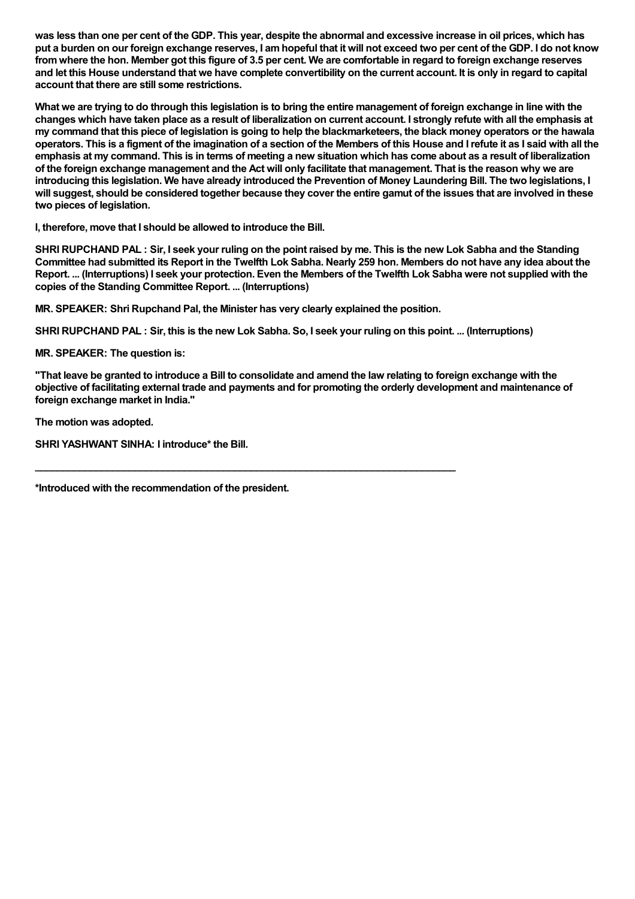**was less than one per cent of the GDP. This year, despite the abnormal and excessive increase in oil prices, which has put a burden on our foreign exchange reserves, I am hopeful that it will not exceed two per cent of the GDP. I do not know from where the hon. Member got this figure of 3.5 per cent. We are comfortable in regard to foreign exchange reserves and let this House understand that we have complete convertibility on the current account. It is only in regard to capital account that there are still some restrictions.**

**What we are trying to do through this legislation is to bring the entire management of foreign exchange in line with the changes which have taken place as a result of liberalization on current account. I strongly refute with all the emphasis at my command that this piece of legislation is going to help the blackmarketeers, the black money operators or the hawala operators. This is a figment of the imagination of a section of the Members of this House and I refute it as I said with all the emphasis at my command. This is in terms of meeting a new situation which has come about as a result of liberalization of the foreign exchange management and the Act will only facilitate that management. That is the reason why we are introducing this legislation. We have already introduced the Prevention of Money Laundering Bill. The two legislations, I will suggest, should be considered together because they cover the entire gamut of the issues that are involved in these two pieces of legislation.**

**I, therefore, move that I should be allowed to introduce the Bill.**

**SHRI RUPCHAND PAL : Sir, I seek your ruling on the point raised by me. This is the new Lok Sabha and the Standing Committee had submitted its Report in the Twelfth Lok Sabha. Nearly 259 hon. Members do not have any idea about the Report. ... (Interruptions) I seek your protection. Even the Members of the Twelfth Lok Sabha were not supplied with the copies of the Standing Committee Report. ... (Interruptions)**

**MR. SPEAKER: Shri Rupchand Pal, the Minister has very clearly explained the position.**

**SHRI RUPCHAND PAL : Sir, this is the new Lok Sabha. So, I seek your ruling on this point. ... (Interruptions)**

**MR. SPEAKER: The question is:**

**"That leave be granted to introduce a Bill to consolidate and amend the law relating to foreign exchange with the objective of facilitating external trade and payments and for promoting the orderly development and maintenance of foreign exchange market in India."**

**The motion was adopted.**

**SHRI YASHWANT SINHA: I introduce* the Bill.**

---

**\*Introduced with the recommendation of the president.**